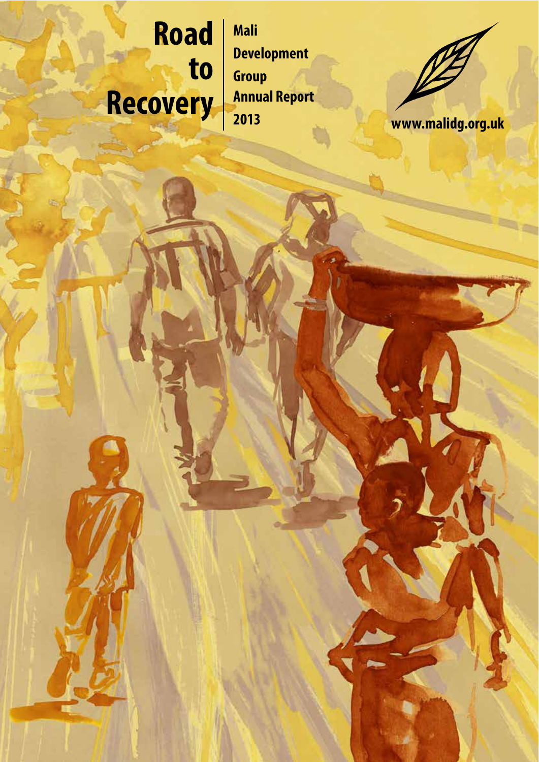# Road to Recovery

**Mali Development Group Annual Report 2013**

www.malidg.org.uk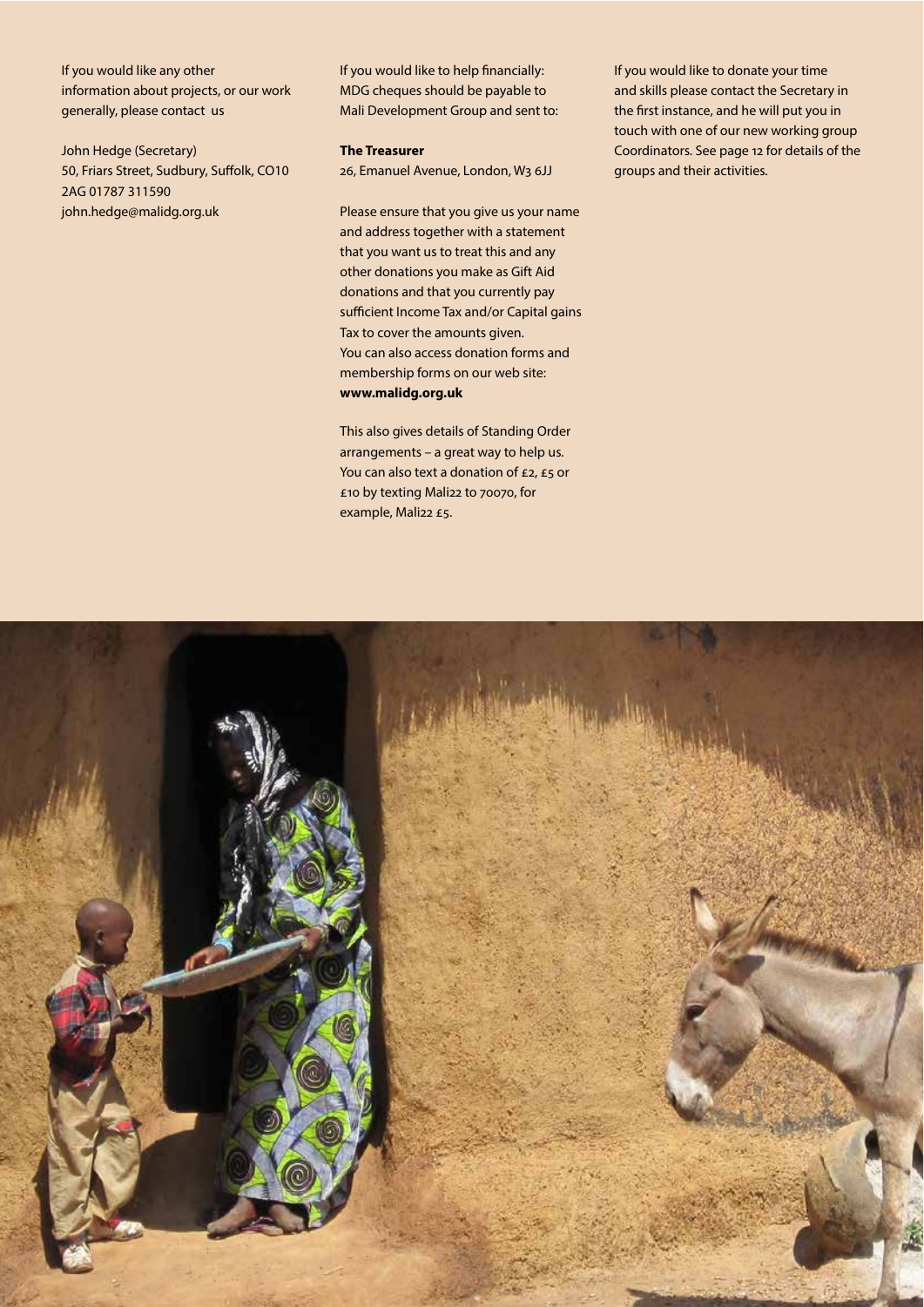If you would like any other information about projects, or our work generally, please contact us

John Hedge (Secretary)
50, Friars Street, Sudbury, Suffolk, CO10 2AG 01787 311590
john.hedge@malidg.org.uk

If you would like to help financially: MDG cheques should be payable to Mali Development Group and sent to:

**The Treasurer**
26, Emanuel Avenue, London, W3 6JJ

Please ensure that you give us your name and address together with a statement that you want us to treat this and any other donations you make as Gift Aid donations and that you currently pay sufficient Income Tax and/or Capital gains Tax to cover the amounts given.
You can also access donation forms and membership forms on our web site:
**www.malidg.org.uk**

This also gives details of Standing Order arrangements – a great way to help us. You can also text a donation of £2, £5 or £10 by texting Mali22 to 70070, for example, Mali22 £5.

If you would like to donate your time and skills please contact the Secretary in the first instance, and he will put you in touch with one of our new working group Coordinators. See page 12 for details of the groups and their activities.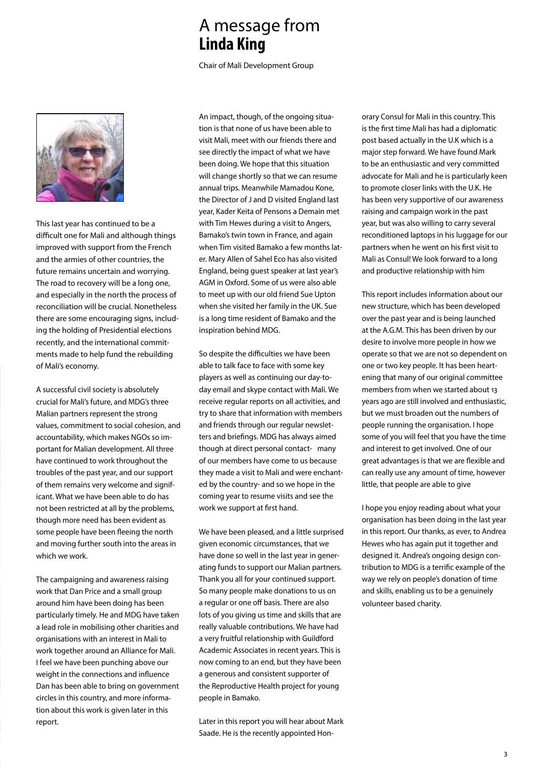# A message from **Linda King**

Chair of Mali Development Group

This last year has continued to be a difficult one for Mali and although things improved with support from the French and the armies of other countries, the future remains uncertain and worrying. The road to recovery will be a long one, and especially in the north the process of reconciliation will be crucial. Nonetheless there are some encouraging signs, including the holding of Presidential elections recently, and the international commitments made to help fund the rebuilding of Mali's economy.

A successful civil society is absolutely crucial for Mali's future, and MDG's three Malian partners represent the strong values, commitment to social cohesion, and accountability, which makes NGOs so important for Malian development. All three have continued to work throughout the troubles of the past year, and our support of them remains very welcome and significant. What we have been able to do has not been restricted at all by the problems, though more need has been evident as some people have been fleeing the north and moving further south into the areas in which we work.

The campaigning and awareness raising work that Dan Price and a small group around him have been doing has been particularly timely. He and MDG have taken a lead role in mobilising other charities and organisations with an interest in Mali to work together around an Alliance for Mali. I feel we have been punching above our weight in the connections and influence Dan has been able to bring on government circles in this country, and more information about this work is given later in this report.

An impact, though, of the ongoing situation is that none of us have been able to visit Mali, meet with our friends there and see directly the impact of what we have been doing. We hope that this situation will change shortly so that we can resume annual trips. Meanwhile Mamadou Kone, the Director of J and D visited England last year, Kader Keita of Pensons a Demain met with Tim Hewes during a visit to Angers, Bamako's twin town in France, and again when Tim visited Bamako a few months later. Mary Allen of Sahel Eco has also visited England, being guest speaker at last year's AGM in Oxford. Some of us were also able to meet up with our old friend Sue Upton when she visited her family in the UK. Sue is a long time resident of Bamako and the inspiration behind MDG.

So despite the difficulties we have been able to talk face to face with some key players as well as continuing our day-to-day email and skype contact with Mali. We receive regular reports on all activities, and try to share that information with members and friends through our regular newsletters and briefings. MDG has always aimed though at direct personal contact- many of our members have come to us because they made a visit to Mali and were enchanted by the country- and so we hope in the coming year to resume visits and see the work we support at first hand.

We have been pleased, and a little surprised given economic circumstances, that we have done so well in the last year in generating funds to support our Malian partners. Thank you all for your continued support. So many people make donations to us on a regular or one off basis. There are also lots of you giving us time and skills that are really valuable contributions. We have had a very fruitful relationship with Guildford Academic Associates in recent years. This is now coming to an end, but they have been a generous and consistent supporter of the Reproductive Health project for young people in Bamako.

Later in this report you will hear about Mark Saade. He is the recently appointed Honorary Consul for Mali in this country. This is the first time Mali has had a diplomatic post based actually in the U.K which is a major step forward. We have found Mark to be an enthusiastic and very committed advocate for Mali and he is particularly keen to promote closer links with the U.K. He has been very supportive of our awareness raising and campaign work in the past year, but was also willing to carry several reconditioned laptops in his luggage for our partners when he went on his first visit to Mali as Consul! We look forward to a long and productive relationship with him

This report includes information about our new structure, which has been developed over the past year and is being launched at the A.G.M. This has been driven by our desire to involve more people in how we operate so that we are not so dependent on one or two key people. It has been heartening that many of our original committee members from when we started about 13 years ago are still involved and enthusiastic, but we must broaden out the numbers of people running the organisation. I hope some of you will feel that you have the time and interest to get involved. One of our great advantages is that we are flexible and can really use any amount of time, however little, that people are able to give

I hope you enjoy reading about what your organisation has been doing in the last year in this report. Our thanks, as ever, to Andrea Hewes who has again put it together and designed it. Andrea's ongoing design contribution to MDG is a terrific example of the way we rely on people's donation of time and skills, enabling us to be a genuinely volunteer based charity.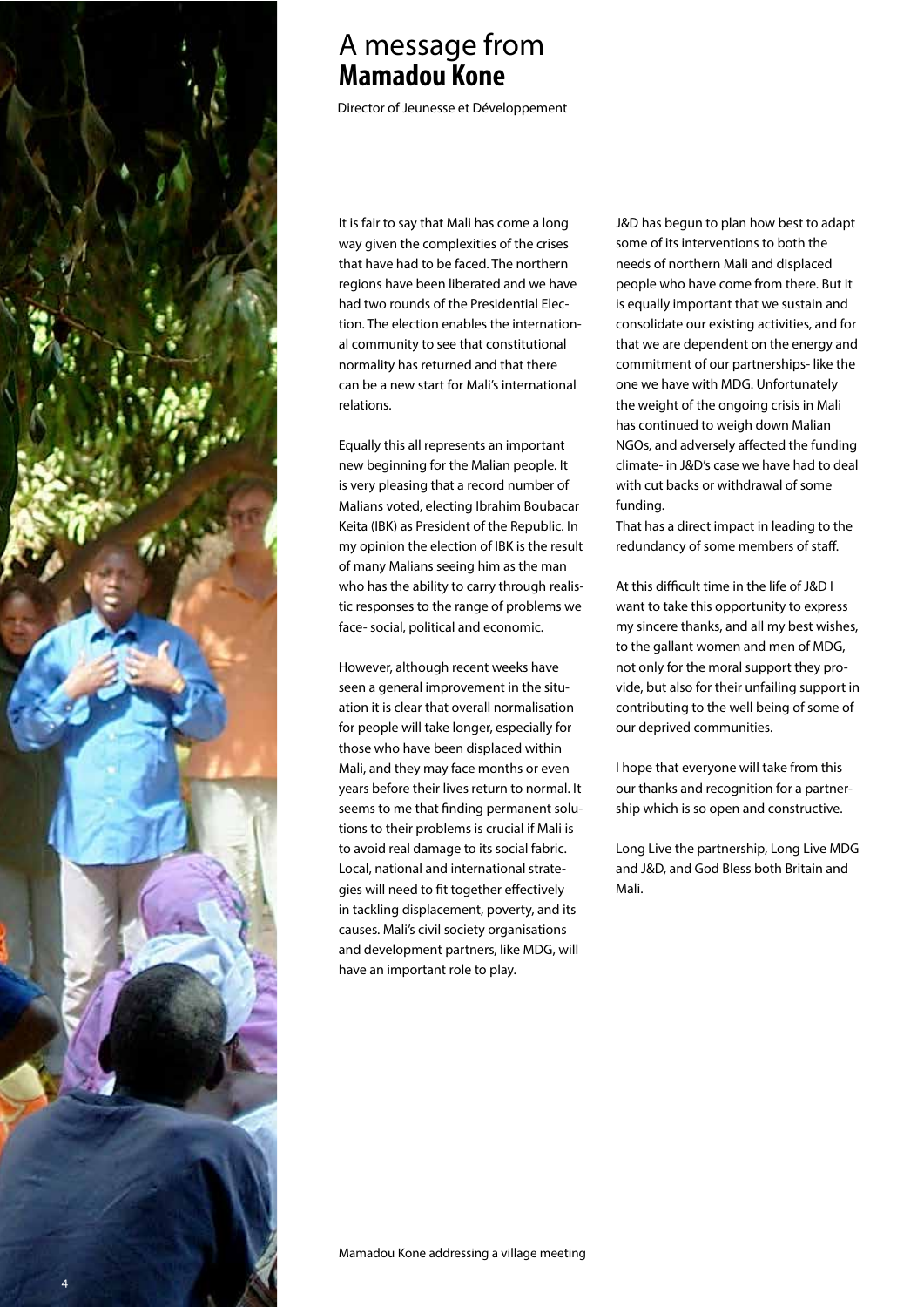# A message from **Mamadou Kone**

Director of Jeunesse et Développement

It is fair to say that Mali has come a long way given the complexities of the crises that have had to be faced. The northern regions have been liberated and we have had two rounds of the Presidential Election. The election enables the international community to see that constitutional normality has returned and that there can be a new start for Mali's international relations.

Equally this all represents an important new beginning for the Malian people. It is very pleasing that a record number of Malians voted, electing Ibrahim Boubacar Keita (IBK) as President of the Republic. In my opinion the election of IBK is the result of many Malians seeing him as the man who has the ability to carry through realistic responses to the range of problems we face- social, political and economic.

However, although recent weeks have seen a general improvement in the situation it is clear that overall normalisation for people will take longer, especially for those who have been displaced within Mali, and they may face months or even years before their lives return to normal. It seems to me that finding permanent solutions to their problems is crucial if Mali is to avoid real damage to its social fabric. Local, national and international strategies will need to fit together effectively in tackling displacement, poverty, and its causes. Mali's civil society organisations and development partners, like MDG, will have an important role to play.

J&D has begun to plan how best to adapt some of its interventions to both the needs of northern Mali and displaced people who have come from there. But it is equally important that we sustain and consolidate our existing activities, and for that we are dependent on the energy and commitment of our partnerships- like the one we have with MDG. Unfortunately the weight of the ongoing crisis in Mali has continued to weigh down Malian NGOs, and adversely affected the funding climate- in J&D's case we have had to deal with cut backs or withdrawal of some funding.
That has a direct impact in leading to the redundancy of some members of staff.

At this difficult time in the life of J&D I want to take this opportunity to express my sincere thanks, and all my best wishes, to the gallant women and men of MDG, not only for the moral support they provide, but also for their unfailing support in contributing to the well being of some of our deprived communities.

I hope that everyone will take from this our thanks and recognition for a partnership which is so open and constructive.

Long Live the partnership, Long Live MDG and J&D, and God Bless both Britain and Mali.

Mamadou Kone addressing a village meeting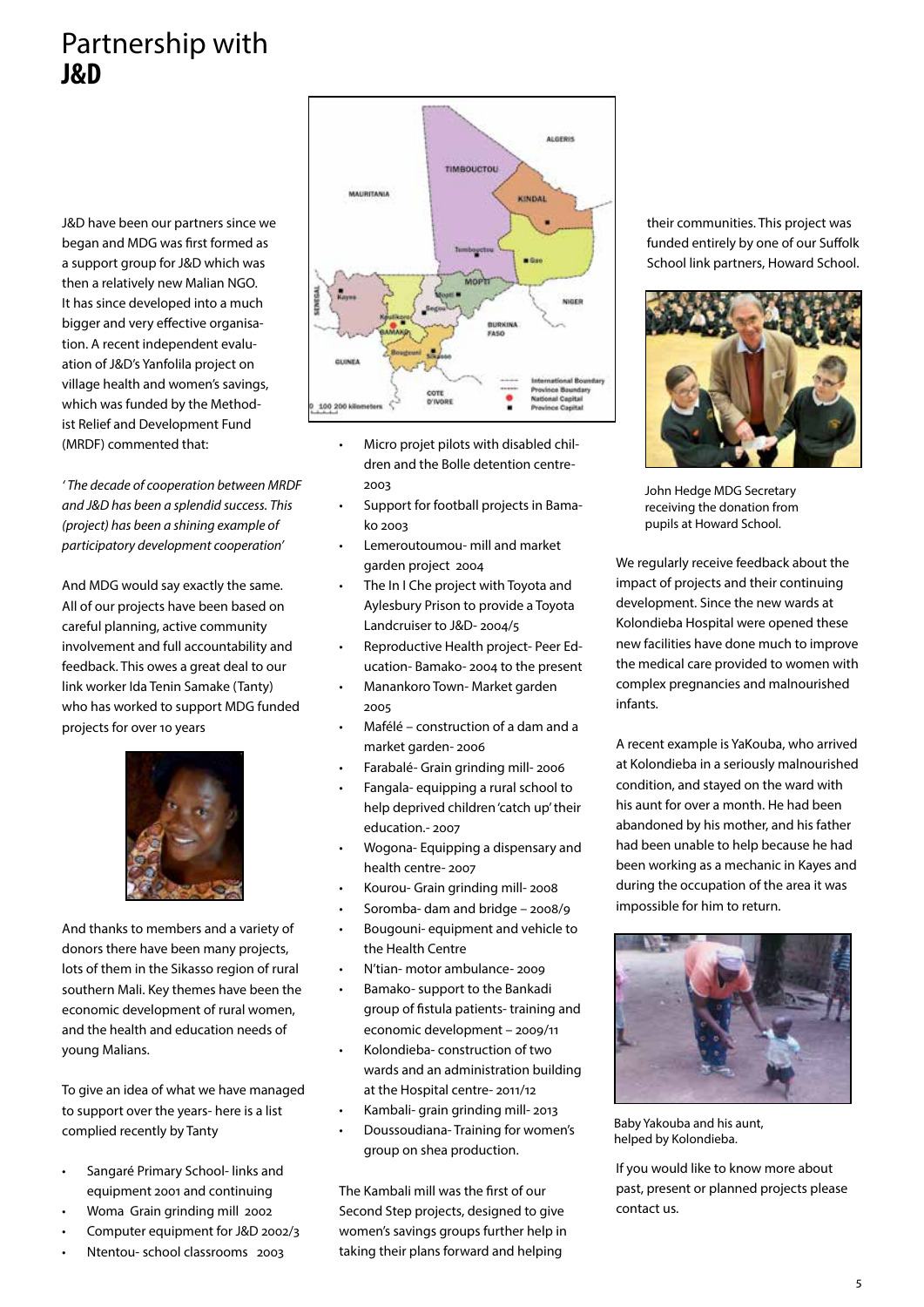# Partnership with **J&D**

J&D have been our partners since we began and MDG was first formed as a support group for J&D which was then a relatively new Malian NGO. It has since developed into a much bigger and very effective organisation. A recent independent evaluation of J&D's Yanfolila project on village health and women's savings, which was funded by the Methodist Relief and Development Fund (MRDF) commented that:

*'The decade of cooperation between MRDF and J&D has been a splendid success. This (project) has been a shining example of participatory development cooperation'*

And MDG would say exactly the same. All of our projects have been based on careful planning, active community involvement and full accountability and feedback. This owes a great deal to our link worker Ida Tenin Samake (Tanty) who has worked to support MDG funded projects for over 10 years

And thanks to members and a variety of donors there have been many projects, lots of them in the Sikasso region of rural southern Mali. Key themes have been the economic development of rural women, and the health and education needs of young Malians.

To give an idea of what we have managed to support over the years- here is a list complied recently by Tanty

- Sangaré Primary School- links and equipment 2001 and continuing
- Woma Grain grinding mill 2002
- Computer equipment for J&D 2002/3
- Ntentou- school classrooms 2003
- Micro projet pilots with disabled children and the Bolle detention centre- 2003
- Support for football projects in Bamako 2003
- Lemeroutoumou- mill and market garden project 2004
- The In I Che project with Toyota and Aylesbury Prison to provide a Toyota Landcruiser to J&D- 2004/5
- Reproductive Health project- Peer Education- Bamako- 2004 to the present
- Manankoro Town- Market garden 2005
- Maféléé – construction of a dam and a market garden- 2006
- Farabalé- Grain grinding mill- 2006
- Fangala- equipping a rural school to help deprived children 'catch up' their education.- 2007
- Wogona- Equipping a dispensary and health centre- 2007
- Kourou- Grain grinding mill- 2008
- Soromba- dam and bridge – 2008/9
- Bougouni- equipment and vehicle to the Health Centre
- N'tian- motor ambulance- 2009
- Bamako- support to the Bankadi group of fistula patients- training and economic development – 2009/11
- Kolondieba- construction of two wards and an administration building at the Hospital centre- 2011/12
- Kambali- grain grinding mill- 2013
- Doussoudiana- Training for women's group on shea production.

The Kambali mill was the first of our Second Step projects, designed to give women's savings groups further help in taking their plans forward and helping their communities. This project was funded entirely by one of our Suffolk School link partners, Howard School.

John Hedge MDG Secretary receiving the donation from pupils at Howard School.

We regularly receive feedback about the impact of projects and their continuing development. Since the new wards at Kolondieba Hospital were opened these new facilities have done much to improve the medical care provided to women with complex pregnancies and malnourished infants.

A recent example is YaKouba, who arrived at Kolondieba in a seriously malnourished condition, and stayed on the ward with his aunt for over a month. He had been abandoned by his mother, and his father had been unable to help because he had been working as a mechanic in Kayes and during the occupation of the area it was impossible for him to return.

Baby Yakouba and his aunt, helped by Kolondieba.

If you would like to know more about past, present or planned projects please contact us.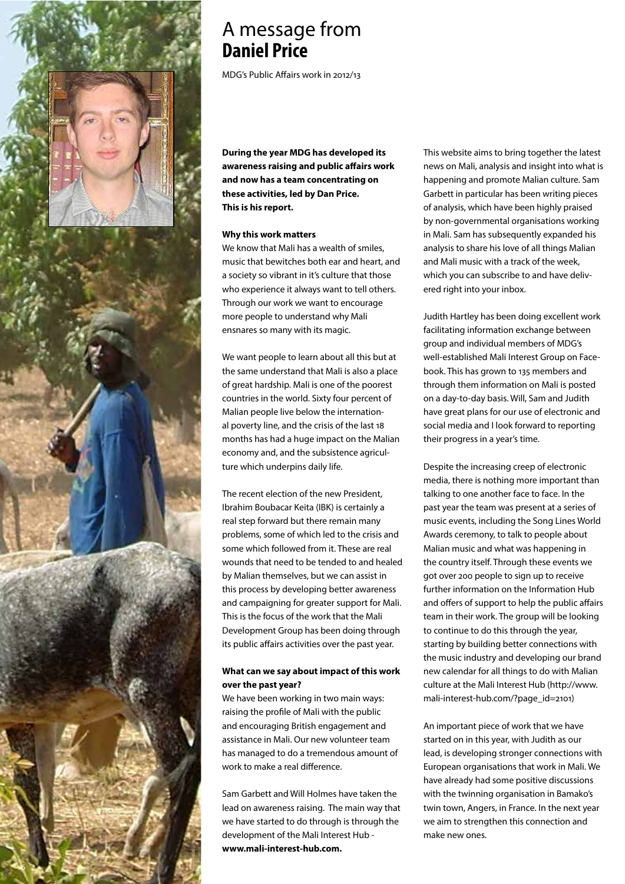# A message from **Daniel Price**

MDG's Public Affairs work in 2012/13

**During the year MDG has developed its awareness raising and public affairs work and now has a team concentrating on these activities, led by Dan Price. This is his report.**

**Why this work matters**

We know that Mali has a wealth of smiles, music that bewitches both ear and heart, and a society so vibrant in it's culture that those who experience it always want to tell others. Through our work we want to encourage more people to understand why Mali ensnares so many with its magic.

We want people to learn about all this but at the same understand that Mali is also a place of great hardship. Mali is one of the poorest countries in the world. Sixty four percent of Malian people live below the international poverty line, and the crisis of the last 18 months has had a huge impact on the Malian economy and, and the subsistence agriculture which underpins daily life.

The recent election of the new President, Ibrahim Boubacar Keita (IBK) is certainly a real step forward but there remain many problems, some of which led to the crisis and some which followed from it. These are real wounds that need to be tended to and healed by Malian themselves, but we can assist in this process by developing better awareness and campaigning for greater support for Mali. This is the focus of the work that the Mali Development Group has been doing through its public affairs activities over the past year.

**What can we say about impact of this work over the past year?**

We have been working in two main ways: raising the profile of Mali with the public and encouraging British engagement and assistance in Mali. Our new volunteer team has managed to do a tremendous amount of work to make a real difference.

Sam Garbett and Will Holmes have taken the lead on awareness raising. The main way that we have started to do through is through the development of the Mali Interest Hub - **www.mali-interest-hub.com.**

This website aims to bring together the latest news on Mali, analysis and insight into what is happening and promote Malian culture. Sam Garbett in particular has been writing pieces of analysis, which have been highly praised by non-governmental organisations working in Mali. Sam has subsequently expanded his analysis to share his love of all things Malian and Mali music with a track of the week, which you can subscribe to and have delivered right into your inbox.

Judith Hartley has been doing excellent work facilitating information exchange between group and individual members of MDG's well-established Mali Interest Group on Facebook. This has grown to 135 members and through them information on Mali is posted on a day-to-day basis. Will, Sam and Judith have great plans for our use of electronic and social media and I look forward to reporting their progress in a year's time.

Despite the increasing creep of electronic media, there is nothing more important than talking to one another face to face. In the past year the team was present at a series of music events, including the Song Lines World Awards ceremony, to talk to people about Malian music and what was happening in the country itself. Through these events we got over 200 people to sign up to receive further information on the Information Hub and offers of support to help the public affairs team in their work. The group will be looking to continue to do this through the year, starting by building better connections with the music industry and developing our brand new calendar for all things to do with Malian culture at the Mali Interest Hub (http://www.mali-interest-hub.com/?page_id=2101)

An important piece of work that we have started on in this year, with Judith as our lead, is developing stronger connections with European organisations that work in Mali. We have already had some positive discussions with the twinning organisation in Bamako's twin town, Angers, in France. In the next year we aim to strengthen this connection and make new ones.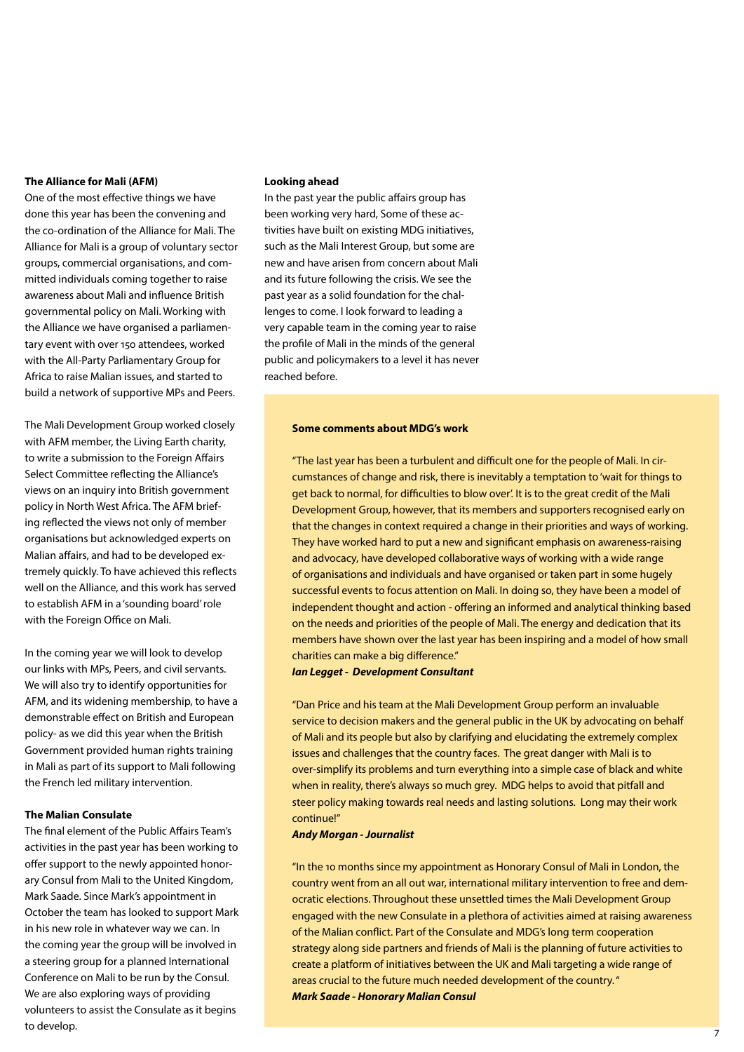### The Alliance for Mali (AFM)

One of the most effective things we have done this year has been the convening and the co-ordination of the Alliance for Mali. The Alliance for Mali is a group of voluntary sector groups, commercial organisations, and committed individuals coming together to raise awareness about Mali and influence British governmental policy on Mali. Working with the Alliance we have organised a parliamentary event with over 150 attendees, worked with the All-Party Parliamentary Group for Africa to raise Malian issues, and started to build a network of supportive MPs and Peers.

The Mali Development Group worked closely with AFM member, the Living Earth charity, to write a submission to the Foreign Affairs Select Committee reflecting the Alliance's views on an inquiry into British government policy in North West Africa. The AFM briefing reflected the views not only of member organisations but acknowledged experts on Malian affairs, and had to be developed extremely quickly. To have achieved this reflects well on the Alliance, and this work has served to establish AFM in a 'sounding board' role with the Foreign Office on Mali.

In the coming year we will look to develop our links with MPs, Peers, and civil servants. We will also try to identify opportunities for AFM, and its widening membership, to have a demonstrable effect on British and European policy- as we did this year when the British Government provided human rights training in Mali as part of its support to Mali following the French led military intervention.

### The Malian Consulate

The final element of the Public Affairs Team's activities in the past year has been working to offer support to the newly appointed honorary Consul from Mali to the United Kingdom, Mark Saade. Since Mark's appointment in October the team has looked to support Mark in his new role in whatever way we can. In the coming year the group will be involved in a steering group for a planned International Conference on Mali to be run by the Consul. We are also exploring ways of providing volunteers to assist the Consulate as it begins to develop.

### Looking ahead

In the past year the public affairs group has been working very hard, Some of these activities have built on existing MDG initiatives, such as the Mali Interest Group, but some are new and have arisen from concern about Mali and its future following the crisis. We see the past year as a solid foundation for the challenges to come. I look forward to leading a very capable team in the coming year to raise the profile of Mali in the minds of the general public and policymakers to a level it has never reached before.

**Some comments about MDG's work**

"The last year has been a turbulent and difficult one for the people of Mali. In circumstances of change and risk, there is inevitably a temptation to 'wait for things to get back to normal, for difficulties to blow over'. It is to the great credit of the Mali Development Group, however, that its members and supporters recognised early on that the changes in context required a change in their priorities and ways of working. They have worked hard to put a new and significant emphasis on awareness-raising and advocacy, have developed collaborative ways of working with a wide range of organisations and individuals and have organised or taken part in some hugely successful events to focus attention on Mali. In doing so, they have been a model of independent thought and action - offering an informed and analytical thinking based on the needs and priorities of the people of Mali. The energy and dedication that its members have shown over the last year has been inspiring and a model of how small charities can make a big difference."

***Ian Legget - Development Consultant***

"Dan Price and his team at the Mali Development Group perform an invaluable service to decision makers and the general public in the UK by advocating on behalf of Mali and its people but also by clarifying and elucidating the extremely complex issues and challenges that the country faces. The great danger with Mali is to over-simplify its problems and turn everything into a simple case of black and white when in reality, there's always so much grey. MDG helps to avoid that pitfall and steer policy making towards real needs and lasting solutions. Long may their work continue!"

***Andy Morgan - Journalist***

"In the 10 months since my appointment as Honorary Consul of Mali in London, the country went from an all out war, international military intervention to free and democratic elections. Throughout these unsettled times the Mali Development Group engaged with the new Consulate in a plethora of activities aimed at raising awareness of the Malian conflict. Part of the Consulate and MDG's long term cooperation strategy along side partners and friends of Mali is the planning of future activities to create a platform of initiatives between the UK and Mali targeting a wide range of areas crucial to the future much needed development of the country."

***Mark Saade - Honorary Malian Consul***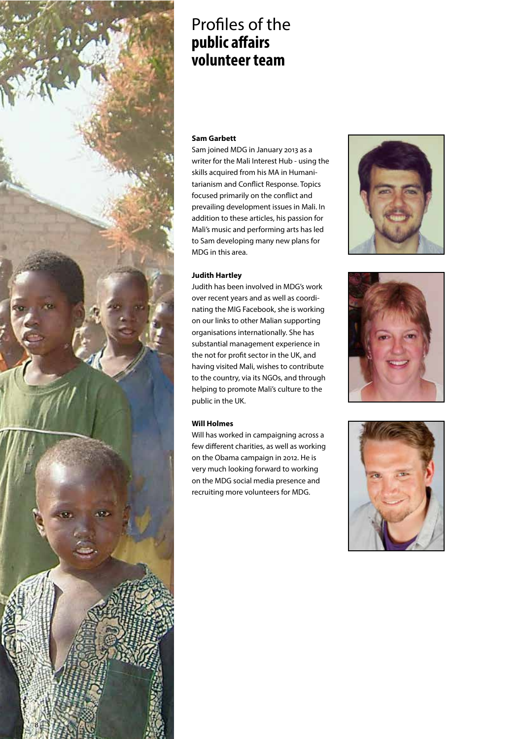# Profiles of the **public affairs volunteer team**

**Sam Garbett**

Sam joined MDG in January 2013 as a writer for the Mali Interest Hub - using the skills acquired from his MA in Humanitarianism and Conflict Response. Topics focused primarily on the conflict and prevailing development issues in Mali. In addition to these articles, his passion for Mali's music and performing arts has led to Sam developing many new plans for MDG in this area.

**Judith Hartley**

Judith has been involved in MDG's work over recent years and as well as coordinating the MIG Facebook, she is working on our links to other Malian supporting organisations internationally. She has substantial management experience in the not for profit sector in the UK, and having visited Mali, wishes to contribute to the country, via its NGOs, and through helping to promote Mali's culture to the public in the UK.

**Will Holmes**

Will has worked in campaigning across a few different charities, as well as working on the Obama campaign in 2012. He is very much looking forward to working on the MDG social media presence and recruiting more volunteers for MDG.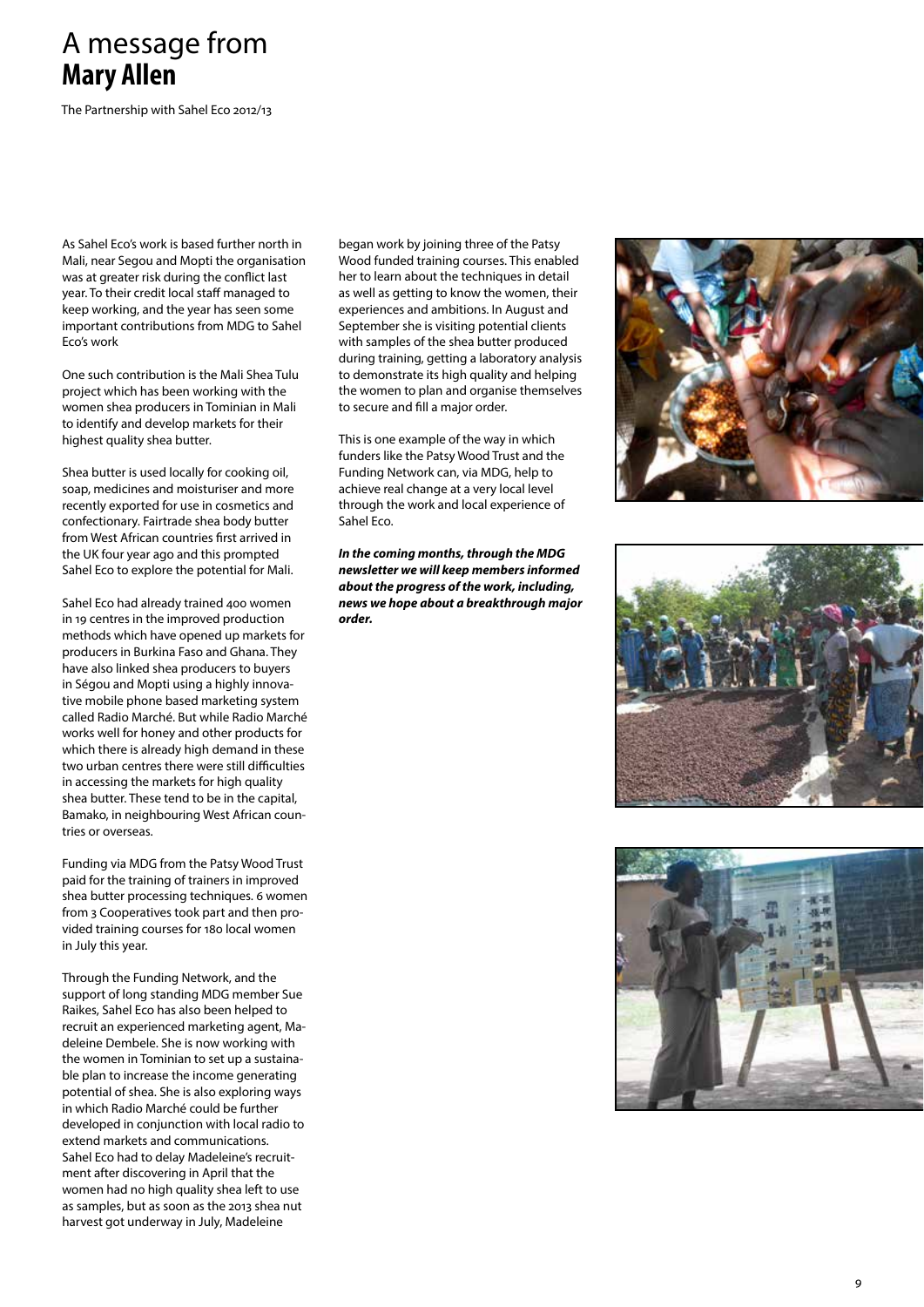# A message from **Mary Allen**

The Partnership with Sahel Eco 2012/13

As Sahel Eco's work is based further north in Mali, near Segou and Mopti the organisation was at greater risk during the conflict last year. To their credit local staff managed to keep working, and the year has seen some important contributions from MDG to Sahel Eco's work

One such contribution is the Mali Shea Tulu project which has been working with the women shea producers in Tominian in Mali to identify and develop markets for their highest quality shea butter.

Shea butter is used locally for cooking oil, soap, medicines and moisturiser and more recently exported for use in cosmetics and confectionary. Fairtrade shea body butter from West African countries first arrived in the UK four year ago and this prompted Sahel Eco to explore the potential for Mali.

Sahel Eco had already trained 400 women in 19 centres in the improved production methods which have opened up markets for producers in Burkina Faso and Ghana. They have also linked shea producers to buyers in Ségou and Mopti using a highly innovative mobile phone based marketing system called Radio Marché. But while Radio Marché works well for honey and other products for which there is already high demand in these two urban centres there were still difficulties in accessing the markets for high quality shea butter. These tend to be in the capital, Bamako, in neighbouring West African countries or overseas.

Funding via MDG from the Patsy Wood Trust paid for the training of trainers in improved shea butter processing techniques. 6 women from 3 Cooperatives took part and then provided training courses for 180 local women in July this year.

Through the Funding Network, and the support of long standing MDG member Sue Raikes, Sahel Eco has also been helped to recruit an experienced marketing agent, Madeleine Dembele. She is now working with the women in Tominian to set up a sustainable plan to increase the income generating potential of shea. She is also exploring ways in which Radio Marché could be further developed in conjunction with local radio to extend markets and communications. Sahel Eco had to delay Madeleine's recruitment after discovering in April that the women had no high quality shea left to use as samples, but as soon as the 2013 shea nut harvest got underway in July, Madeleine began work by joining three of the Patsy Wood funded training courses. This enabled her to learn about the techniques in detail as well as getting to know the women, their experiences and ambitions. In August and September she is visiting potential clients with samples of the shea butter produced during training, getting a laboratory analysis to demonstrate its high quality and helping the women to plan and organise themselves to secure and fill a major order.

This is one example of the way in which funders like the Patsy Wood Trust and the Funding Network can, via MDG, help to achieve real change at a very local level through the work and local experience of Sahel Eco.

***In the coming months, through the MDG newsletter we will keep members informed about the progress of the work, including, news we hope about a breakthrough major order.***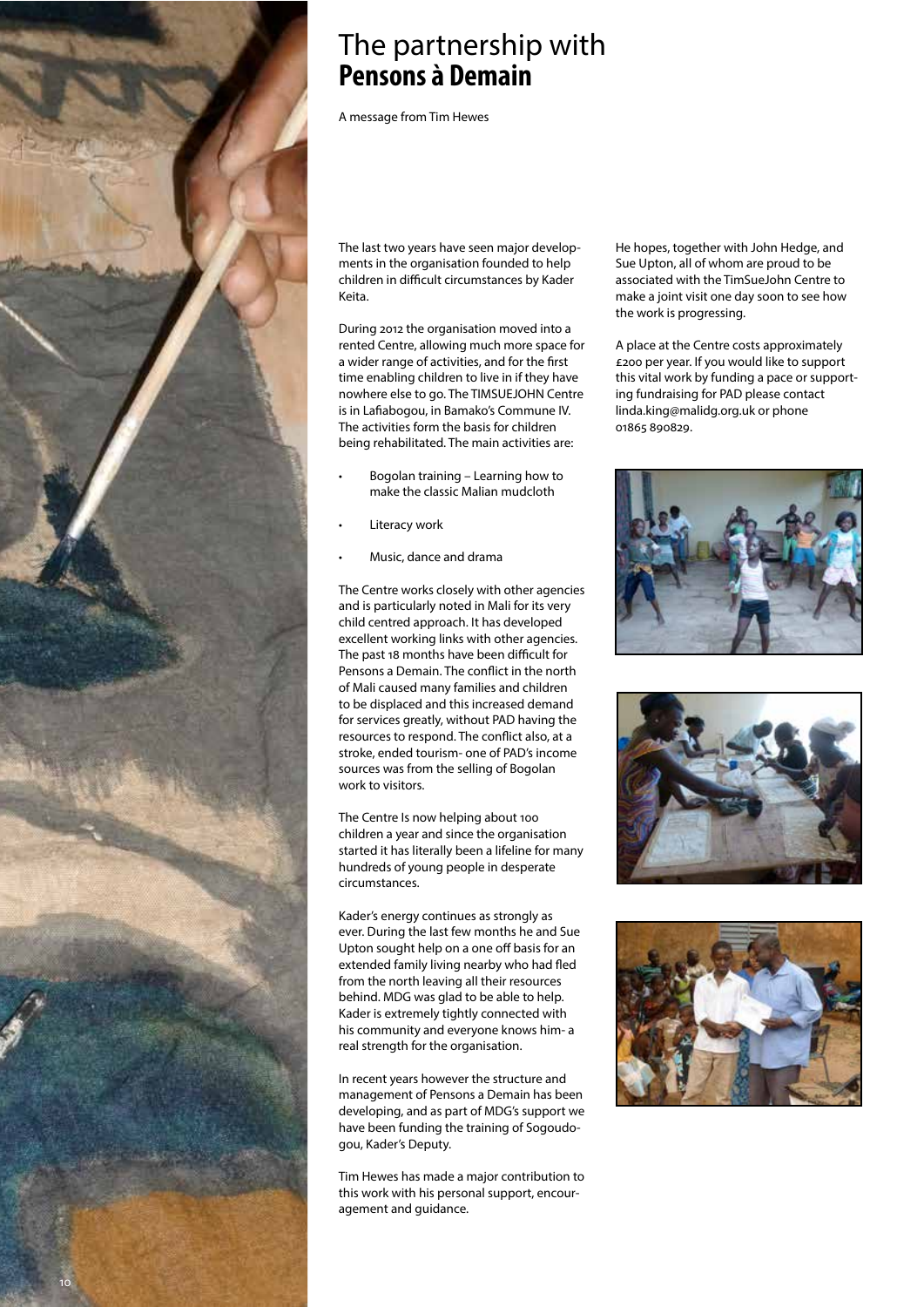# The partnership with **Pensons à Demain**

A message from Tim Hewes

The last two years have seen major developments in the organisation founded to help children in difficult circumstances by Kader Keita.

During 2012 the organisation moved into a rented Centre, allowing much more space for a wider range of activities, and for the first time enabling children to live in if they have nowhere else to go. The TIMSUEJOHN Centre is in Lafiabogou, in Bamako's Commune IV. The activities form the basis for children being rehabilitated. The main activities are:

- Bogolan training – Learning how to make the classic Malian mudcloth
- Literacy work
- Music, dance and drama

The Centre works closely with other agencies and is particularly noted in Mali for its very child centred approach. It has developed excellent working links with other agencies. The past 18 months have been difficult for Pensons a Demain. The conflict in the north of Mali caused many families and children to be displaced and this increased demand for services greatly, without PAD having the resources to respond. The conflict also, at a stroke, ended tourism- one of PAD's income sources was from the selling of Bogolan work to visitors.

The Centre Is now helping about 100 children a year and since the organisation started it has literally been a lifeline for many hundreds of young people in desperate circumstances.

Kader's energy continues as strongly as ever. During the last few months he and Sue Upton sought help on a one off basis for an extended family living nearby who had fled from the north leaving all their resources behind. MDG was glad to be able to help. Kader is extremely tightly connected with his community and everyone knows him- a real strength for the organisation.

In recent years however the structure and management of Pensons a Demain has been developing, and as part of MDG's support we have been funding the training of Sogoudogou, Kader's Deputy.

Tim Hewes has made a major contribution to this work with his personal support, encouragement and guidance.

He hopes, together with John Hedge, and Sue Upton, all of whom are proud to be associated with the TimSueJohn Centre to make a joint visit one day soon to see how the work is progressing.

A place at the Centre costs approximately £200 per year. If you would like to support this vital work by funding a pace or supporting fundraising for PAD please contact linda.king@malidg.org.uk or phone 01865 890829.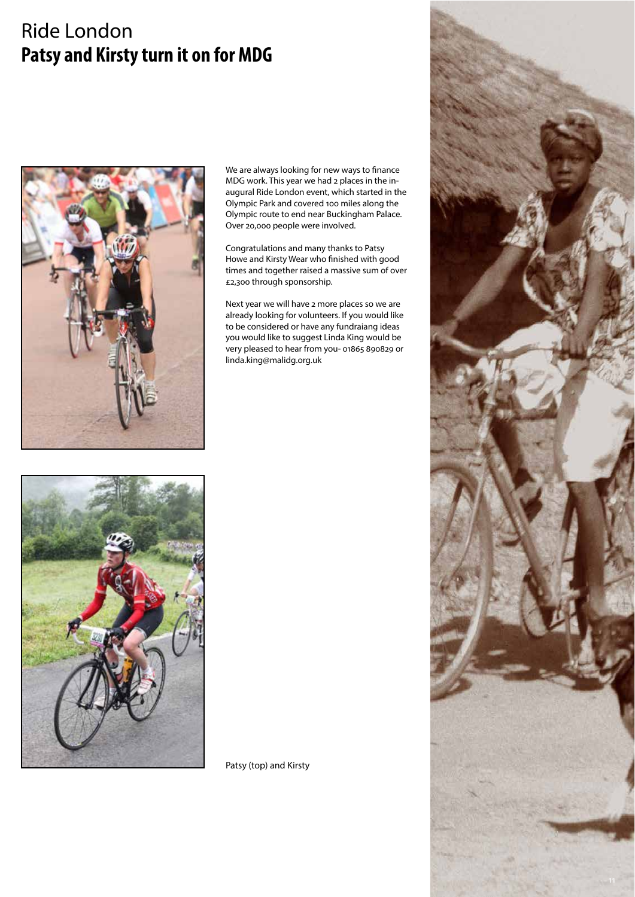# Ride London
## Patsy and Kirsty turn it on for MDG

We are always looking for new ways to finance MDG work. This year we had 2 places in the in-augural Ride London event, which started in the Olympic Park and covered 100 miles along the Olympic route to end near Buckingham Palace. Over 20,000 people were involved.

Congratulations and many thanks to Patsy Howe and Kirsty Wear who finished with good times and together raised a massive sum of over £2,300 through sponsorship.

Next year we will have 2 more places so we are already looking for volunteers. If you would like to be considered or have any fundraiang ideas you would like to suggest Linda King would be very pleased to hear from you- 01865 890829 or linda.king@malidg.org.uk

Patsy (top) and Kirsty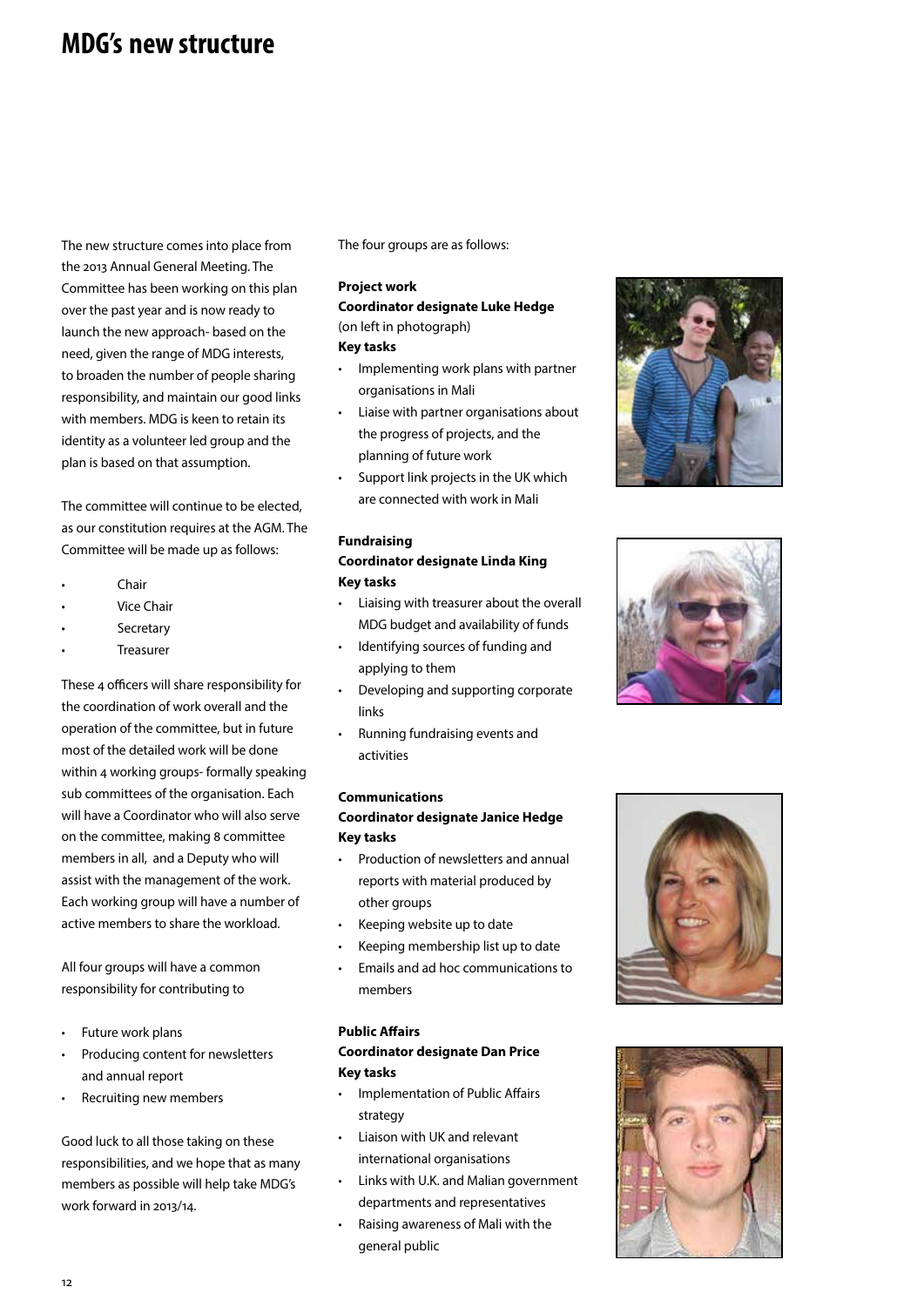# MDG's new structure

The new structure comes into place from the 2013 Annual General Meeting. The Committee has been working on this plan over the past year and is now ready to launch the new approach- based on the need, given the range of MDG interests, to broaden the number of people sharing responsibility, and maintain our good links with members. MDG is keen to retain its identity as a volunteer led group and the plan is based on that assumption.

The committee will continue to be elected, as our constitution requires at the AGM. The Committee will be made up as follows:

- Chair
- Vice Chair
- Secretary
- Treasurer

These 4 officers will share responsibility for the coordination of work overall and the operation of the committee, but in future most of the detailed work will be done within 4 working groups- formally speaking sub committees of the organisation. Each will have a Coordinator who will also serve on the committee, making 8 committee members in all, and a Deputy who will assist with the management of the work. Each working group will have a number of active members to share the workload.

All four groups will have a common responsibility for contributing to

- Future work plans
- Producing content for newsletters and annual report
- Recruiting new members

Good luck to all those taking on these responsibilities, and we hope that as many members as possible will help take MDG's work forward in 2013/14.

The four groups are as follows:

**Project work**
**Coordinator designate Luke Hedge**
(on left in photograph)
**Key tasks**

- Implementing work plans with partner organisations in Mali
- Liaise with partner organisations about the progress of projects, and the planning of future work
- Support link projects in the UK which are connected with work in Mali

**Fundraising**
**Coordinator designate Linda King**
**Key tasks**

- Liaising with treasurer about the overall MDG budget and availability of funds
- Identifying sources of funding and applying to them
- Developing and supporting corporate links
- Running fundraising events and activities

**Communications**
**Coordinator designate Janice Hedge**
**Key tasks**

- Production of newsletters and annual reports with material produced by other groups
- Keeping website up to date
- Keeping membership list up to date
- Emails and ad hoc communications to members

**Public Affairs**
**Coordinator designate Dan Price**
**Key tasks**

- Implementation of Public Affairs strategy
- Liaison with UK and relevant international organisations
- Links with U.K. and Malian government departments and representatives
- Raising awareness of Mali with the general public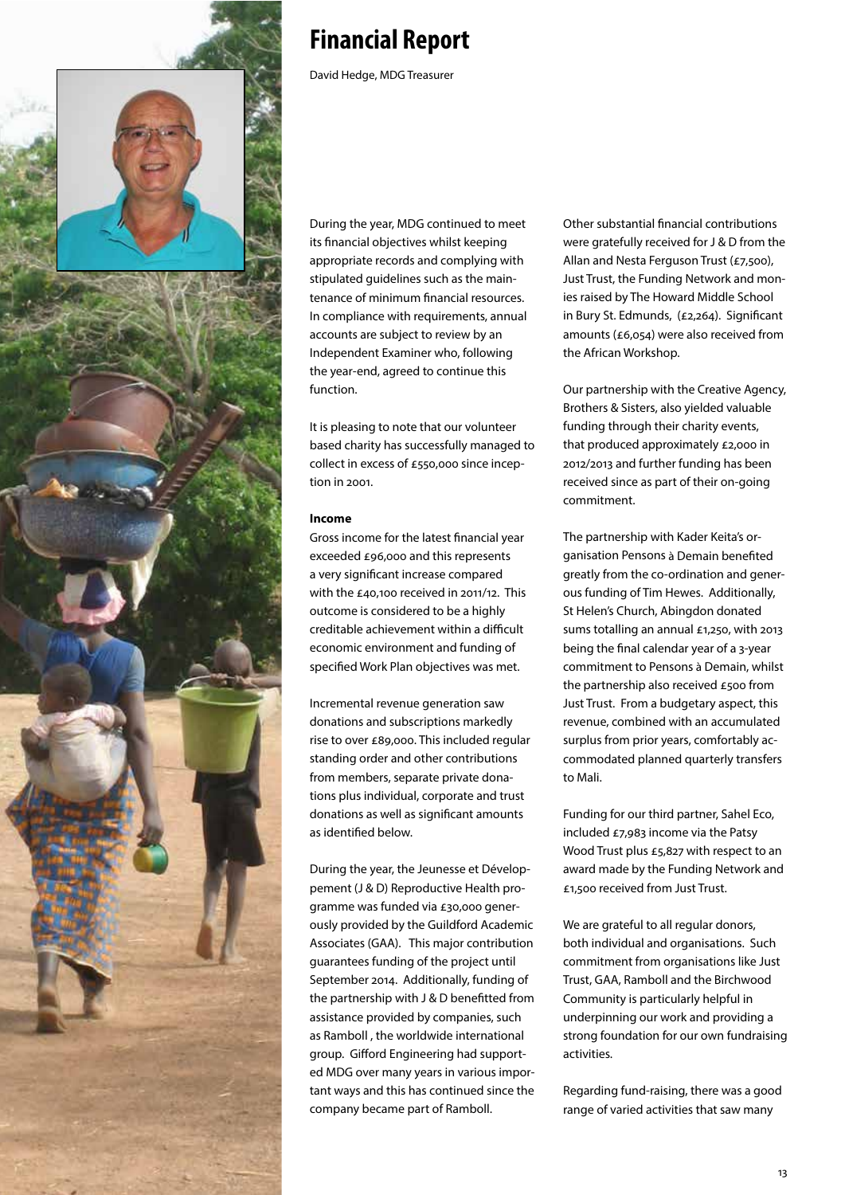# Financial Report

David Hedge, MDG Treasurer

During the year, MDG continued to meet its financial objectives whilst keeping appropriate records and complying with stipulated guidelines such as the maintenance of minimum financial resources. In compliance with requirements, annual accounts are subject to review by an Independent Examiner who, following the year-end, agreed to continue this function.

It is pleasing to note that our volunteer based charity has successfully managed to collect in excess of £550,000 since inception in 2001.

**Income**

Gross income for the latest financial year exceeded £96,000 and this represents a very significant increase compared with the £40,100 received in 2011/12. This outcome is considered to be a highly creditable achievement within a difficult economic environment and funding of specified Work Plan objectives was met.

Incremental revenue generation saw donations and subscriptions markedly rise to over £89,000. This included regular standing order and other contributions from members, separate private donations plus individual, corporate and trust donations as well as significant amounts as identified below.

During the year, the Jeunesse et Développement (J & D) Reproductive Health programme was funded via £30,000 generously provided by the Guildford Academic Associates (GAA). This major contribution guarantees funding of the project until September 2014. Additionally, funding of the partnership with J & D benefitted from assistance provided by companies, such as Ramboll , the worldwide international group. Gifford Engineering had supported MDG over many years in various important ways and this has continued since the company became part of Ramboll.

Other substantial financial contributions were gratefully received for J & D from the Allan and Nesta Ferguson Trust (£7,500), Just Trust, the Funding Network and monies raised by The Howard Middle School in Bury St. Edmunds, (£2,264). Significant amounts (£6,054) were also received from the African Workshop.

Our partnership with the Creative Agency, Brothers & Sisters, also yielded valuable funding through their charity events, that produced approximately £2,000 in 2012/2013 and further funding has been received since as part of their on-going commitment.

The partnership with Kader Keita's organisation Pensons à Demain benefited greatly from the co-ordination and generous funding of Tim Hewes. Additionally, St Helen's Church, Abingdon donated sums totalling an annual £1,250, with 2013 being the final calendar year of a 3-year commitment to Pensons à Demain, whilst the partnership also received £500 from Just Trust. From a budgetary aspect, this revenue, combined with an accumulated surplus from prior years, comfortably accommodated planned quarterly transfers to Mali.

Funding for our third partner, Sahel Eco, included £7,983 income via the Patsy Wood Trust plus £5,827 with respect to an award made by the Funding Network and £1,500 received from Just Trust.

We are grateful to all regular donors, both individual and organisations. Such commitment from organisations like Just Trust, GAA, Ramboll and the Birchwood Community is particularly helpful in underpinning our work and providing a strong foundation for our own fundraising activities.

Regarding fund-raising, there was a good range of varied activities that saw many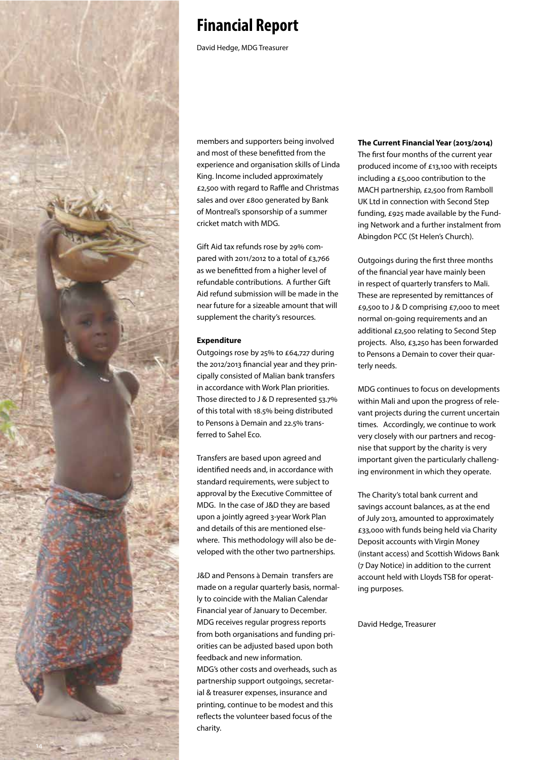# Financial Report

David Hedge, MDG Treasurer

members and supporters being involved and most of these benefitted from the experience and organisation skills of Linda King. Income included approximately £2,500 with regard to Raffle and Christmas sales and over £800 generated by Bank of Montreal's sponsorship of a summer cricket match with MDG.

Gift Aid tax refunds rose by 29% compared with 2011/2012 to a total of £3,766 as we benefitted from a higher level of refundable contributions. A further Gift Aid refund submission will be made in the near future for a sizeable amount that will supplement the charity's resources.

**Expenditure**

Outgoings rose by 25% to £64,727 during the 2012/2013 financial year and they principally consisted of Malian bank transfers in accordance with Work Plan priorities. Those directed to J & D represented 53.7% of this total with 18.5% being distributed to Pensons à Demain and 22.5% transferred to Sahel Eco.

Transfers are based upon agreed and identified needs and, in accordance with standard requirements, were subject to approval by the Executive Committee of MDG. In the case of J&D they are based upon a jointly agreed 3-year Work Plan and details of this are mentioned elsewhere. This methodology will also be developed with the other two partnerships.

J&D and Pensons à Demain transfers are made on a regular quarterly basis, normally to coincide with the Malian Calendar Financial year of January to December. MDG receives regular progress reports from both organisations and funding priorities can be adjusted based upon both feedback and new information.
MDG's other costs and overheads, such as partnership support outgoings, secretarial & treasurer expenses, insurance and printing, continue to be modest and this reflects the volunteer based focus of the charity.

**The Current Financial Year (2013/2014)**

The first four months of the current year produced income of £13,100 with receipts including a £5,000 contribution to the MACH partnership, £2,500 from Ramboll UK Ltd in connection with Second Step funding, £925 made available by the Funding Network and a further instalment from Abingdon PCC (St Helen's Church).

Outgoings during the first three months of the financial year have mainly been in respect of quarterly transfers to Mali. These are represented by remittances of £9,500 to J & D comprising £7,000 to meet normal on-going requirements and an additional £2,500 relating to Second Step projects. Also, £3,250 has been forwarded to Pensons a Demain to cover their quarterly needs.

MDG continues to focus on developments within Mali and upon the progress of relevant projects during the current uncertain times. Accordingly, we continue to work very closely with our partners and recognise that support by the charity is very important given the particularly challenging environment in which they operate.

The Charity's total bank current and savings account balances, as at the end of July 2013, amounted to approximately £33,000 with funds being held via Charity Deposit accounts with Virgin Money (instant access) and Scottish Widows Bank (7 Day Notice) in addition to the current account held with Lloyds TSB for operating purposes.

David Hedge, Treasurer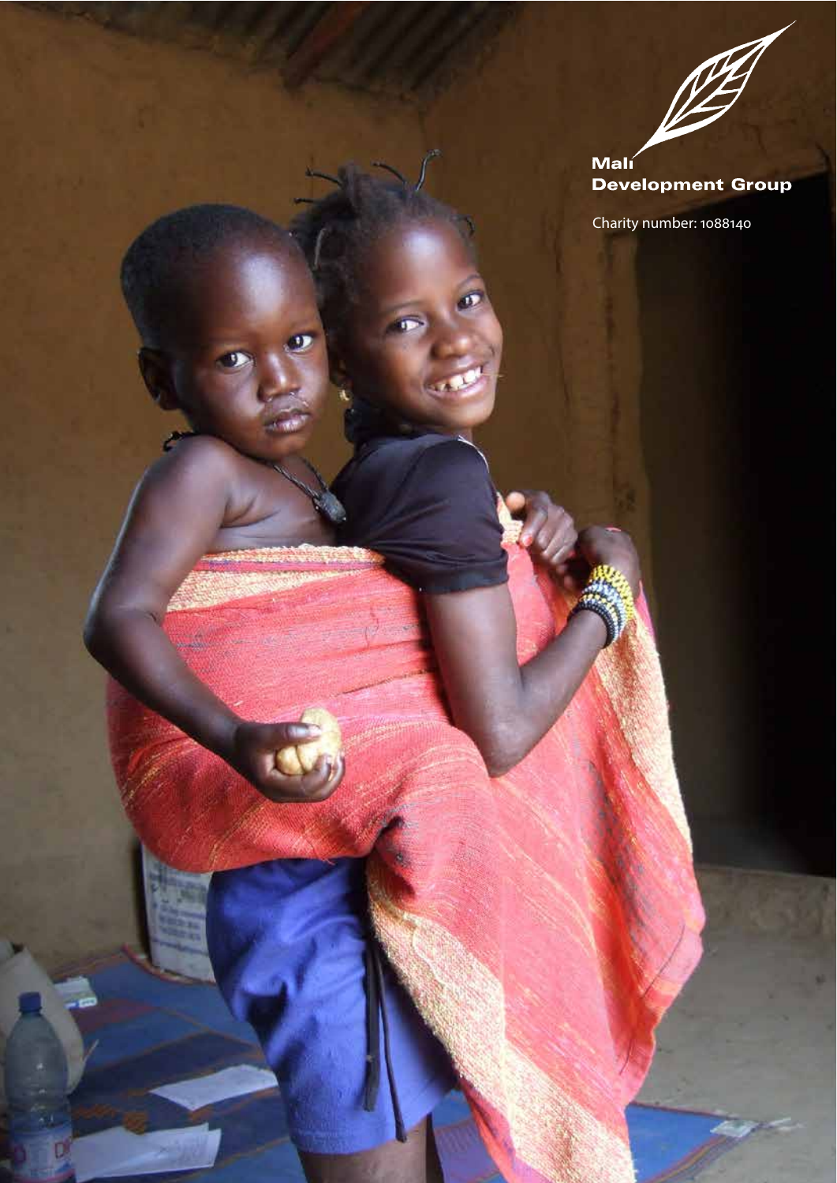Mali Development Group

Charity number: 1088140